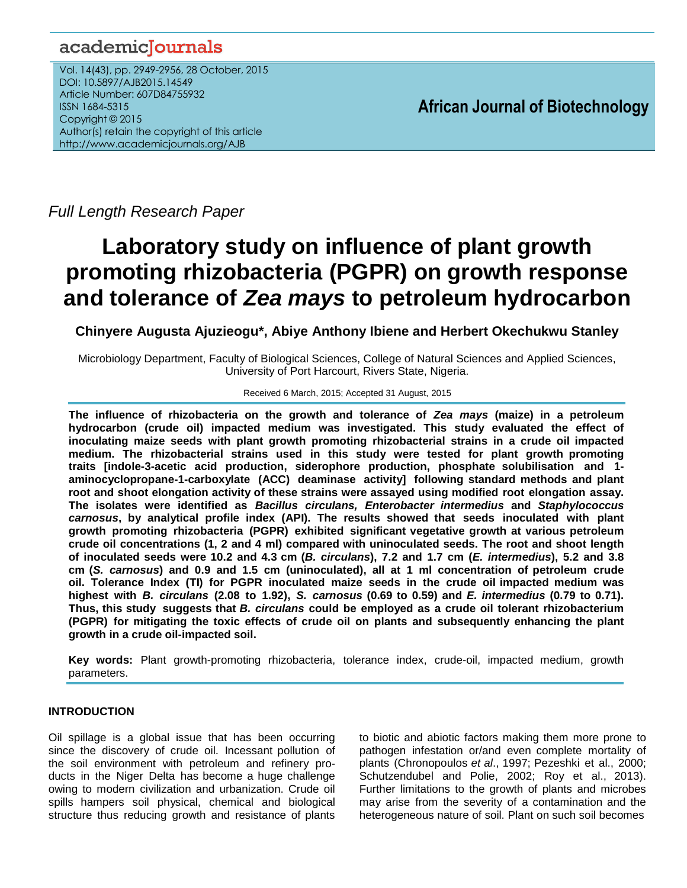Full Length Research Paper

# Laboratory study on influence of plant growth promoting rhizobacteria (PGPR) on growth response and tolerance of *Zea mays* to petroleum hydrocarbon

**Chinyere Augusta Ajuzieogu\*, Abiye Anthony Ibiene and Herbert Okechukwu Stanley**

Microbiology Department, Faculty of Biological Sciences, College of Natural Sciences and Applied Sciences, University of Port Harcourt, Rivers State, Nigeria.

Received 6 March, 2015; Accepted 31 August, 2015

**The influence of rhizobacteria on the growth and tolerance of *Zea mays* (maize) in a petroleum hydrocarbon (crude oil) impacted medium was investigated. This study evaluated the effect of inoculating maize seeds with plant growth promoting rhizobacterial strains in a crude oil impacted medium. The rhizobacterial strains used in this study were tested for plant growth promoting traits [indole-3-acetic acid production, siderophore production, phosphate solubilisation and 1-aminocyclopropane-1-carboxylate (ACC) deaminase activity] following standard methods and plant root and shoot elongation activity of these strains were assayed using modified root elongation assay. The isolates were identified as *Bacillus circulans, Enterobacter intermedius* and *Staphylococcus carnosus*, by analytical profile index (API). The results showed that seeds inoculated with plant growth promoting rhizobacteria (PGPR) exhibited significant vegetative growth at various petroleum crude oil concentrations (1, 2 and 4 ml) compared with uninoculated seeds. The root and shoot length of inoculated seeds were 10.2 and 4.3 cm (*B. circulans*), 7.2 and 1.7 cm (*E. intermedius*), 5.2 and 3.8 cm (*S. carnosus*) and 0.9 and 1.5 cm (uninoculated), all at 1 ml concentration of petroleum crude oil. Tolerance Index (TI) for PGPR inoculated maize seeds in the crude oil impacted medium was highest with *B. circulans* (2.08 to 1.92), *S. carnosus* (0.69 to 0.59) and *E. intermedius* (0.79 to 0.71). Thus, this study suggests that *B. circulans* could be employed as a crude oil tolerant rhizobacterium (PGPR) for mitigating the toxic effects of crude oil on plants and subsequently enhancing the plant growth in a crude oil-impacted soil.**

**Key words:** Plant growth-promoting rhizobacteria, tolerance index, crude-oil, impacted medium, growth parameters.

## INTRODUCTION

Oil spillage is a global issue that has been occurring since the discovery of crude oil. Incessant pollution of the soil environment with petroleum and refinery products in the Niger Delta has become a huge challenge owing to modern civilization and urbanization. Crude oil spills hampers soil physical, chemical and biological structure thus reducing growth and resistance of plants to biotic and abiotic factors making them more prone to pathogen infestation or/and even complete mortality of plants (Chronopoulos *et al*., 1997; Pezeshki et al., 2000; Schutzendubel and Polie, 2002; Roy et al., 2013). Further limitations to the growth of plants and microbes may arise from the severity of a contamination and the heterogeneous nature of soil. Plant on such soil becomes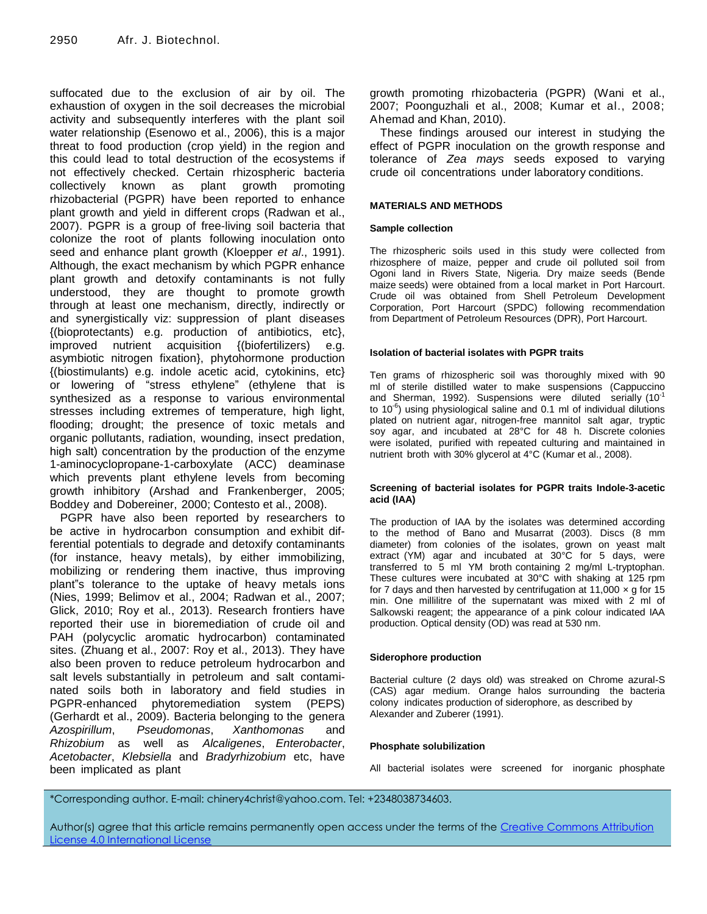suffocated due to the exclusion of air by oil. The exhaustion of oxygen in the soil decreases the microbial activity and subsequently interferes with the plant soil water relationship (Esenowo et al., 2006), this is a major threat to food production (crop yield) in the region and this could lead to total destruction of the ecosystems if not effectively checked. Certain rhizospheric bacteria collectively known as plant growth promoting rhizobacterial (PGPR) have been reported to enhance plant growth and yield in different crops (Radwan et al., 2007). PGPR is a group of free-living soil bacteria that colonize the root of plants following inoculation onto seed and enhance plant growth (Kloepper *et al*., 1991). Although, the exact mechanism by which PGPR enhance plant growth and detoxify contaminants is not fully understood, they are thought to promote growth through at least one mechanism, directly, indirectly or and synergistically viz: suppression of plant diseases {(bioprotectants) e.g. production of antibiotics, etc}, improved nutrient acquisition {(biofertilizers) e.g. asymbiotic nitrogen fixation}, phytohormone production {(biostimulants) e.g. indole acetic acid, cytokinins, etc} or lowering of "stress ethylene" (ethylene that is synthesized as a response to various environmental stresses including extremes of temperature, high light, flooding; drought; the presence of toxic metals and organic pollutants, radiation, wounding, insect predation, high salt) concentration by the production of the enzyme 1-aminocyclopropane-1-carboxylate (ACC) deaminase which prevents plant ethylene levels from becoming growth inhibitory (Arshad and Frankenberger, 2005; Boddey and Dobereiner, 2000; Contesto et al., 2008).

PGPR have also been reported by researchers to be active in hydrocarbon consumption and exhibit differential potentials to degrade and detoxify contaminants (for instance, heavy metals), by either immobilizing, mobilizing or rendering them inactive, thus improving plant"s tolerance to the uptake of heavy metals ions (Nies, 1999; Belimov et al., 2004; Radwan et al., 2007; Glick, 2010; Roy et al., 2013). Research frontiers have reported their use in bioremediation of crude oil and PAH (polycyclic aromatic hydrocarbon) contaminated sites. (Zhuang et al., 2007: Roy et al., 2013). They have also been proven to reduce petroleum hydrocarbon and salt levels substantially in petroleum and salt contaminated soils both in laboratory and field studies in PGPR-enhanced phytoremediation system (PEPS) (Gerhardt et al., 2009). Bacteria belonging to the genera *Azospirillum*, *Pseudomonas*, *Xanthomonas* and *Rhizobium* as well as *Alcaligenes*, *Enterobacter*, *Acetobacter*, *Klebsiella* and *Bradyrhizobium* etc, have been implicated as plant growth promoting rhizobacteria (PGPR) (Wani et al., 2007; Poonguzhali et al., 2008; Kumar et al., 2008; Ahemad and Khan, 2010).

These findings aroused our interest in studying the effect of PGPR inoculation on the growth response and tolerance of *Zea mays* seeds exposed to varying crude oil concentrations under laboratory conditions.

## MATERIALS AND METHODS

### Sample collection

The rhizospheric soils used in this study were collected from rhizosphere of maize, pepper and crude oil polluted soil from Ogoni land in Rivers State, Nigeria. Dry maize seeds (Bende maize seeds) were obtained from a local market in Port Harcourt. Crude oil was obtained from Shell Petroleum Development Corporation, Port Harcourt (SPDC) following recommendation from Department of Petroleum Resources (DPR), Port Harcourt.

### Isolation of bacterial isolates with PGPR traits

Ten grams of rhizospheric soil was thoroughly mixed with 90 ml of sterile distilled water to make suspensions (Cappuccino and Sherman, 1992). Suspensions were diluted serially ($10^{-1}$ to $10^{-6}$) using physiological saline and 0.1 ml of individual dilutions plated on nutrient agar, nitrogen-free mannitol salt agar, tryptic soy agar, and incubated at 28°C for 48 h. Discrete colonies were isolated, purified with repeated culturing and maintained in nutrient broth with 30% glycerol at 4°C (Kumar et al., 2008).

### Screening of bacterial isolates for PGPR traits Indole-3-acetic acid (IAA)

The production of IAA by the isolates was determined according to the method of Bano and Musarrat (2003). Discs (8 mm diameter) from colonies of the isolates, grown on yeast malt extract (YM) agar and incubated at 30°C for 5 days, were transferred to 5 ml YM broth containing 2 mg/ml L-tryptophan. These cultures were incubated at 30°C with shaking at 125 rpm for 7 days and then harvested by centrifugation at 11,000 × g for 15 min. One millilitre of the supernatant was mixed with 2 ml of Salkowski reagent; the appearance of a pink colour indicated IAA production. Optical density (OD) was read at 530 nm.

### Siderophore production

Bacterial culture (2 days old) was streaked on Chrome azural-S (CAS) agar medium. Orange halos surrounding the bacteria colony indicates production of siderophore, as described by Alexander and Zuberer (1991).

### Phosphate solubilization

All bacterial isolates were screened for inorganic phosphate

*Corresponding author. E-mail: chinery4christ@yahoo.com. Tel: +2348038734603.

Author(s) agree that this article remains permanently open access under the terms of the Creative Commons Attribution License 4.0 International License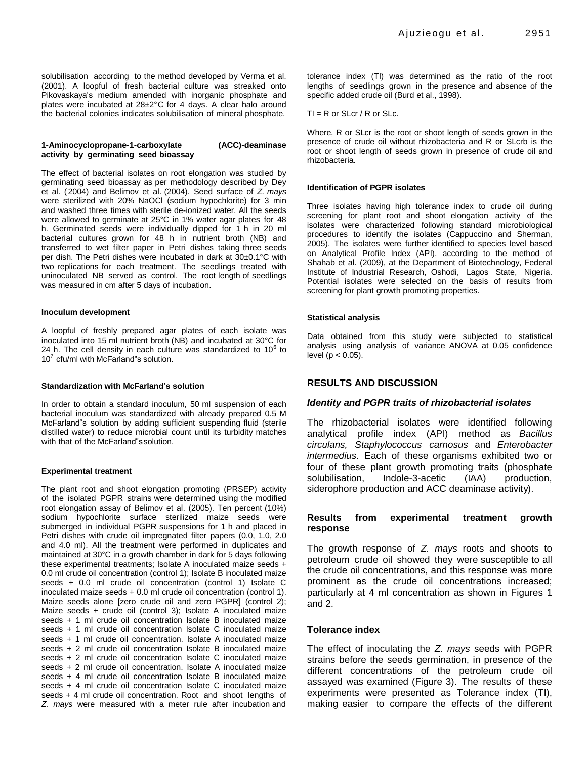solubilisation according to the method developed by Verma et al. (2001). A loopful of fresh bacterial culture was streaked onto Pikovaskaya's medium amended with inorganic phosphate and plates were incubated at 28±2°C for 4 days. A clear halo around the bacterial colonies indicates solubilisation of mineral phosphate.

#### 1-Aminocyclopropane-1-carboxylate (ACC)-deaminase activity by germinating seed bioassay

The effect of bacterial isolates on root elongation was studied by germinating seed bioassay as per methodology described by Dey et al. (2004) and Belimov et al. (2004). Seed surface of *Z. mays* were sterilized with 20% NaOCl (sodium hypochlorite) for 3 min and washed three times with sterile de-ionized water. All the seeds were allowed to germinate at 25°C in 1% water agar plates for 48 h. Germinated seeds were individually dipped for 1 h in 20 ml bacterial cultures grown for 48 h in nutrient broth (NB) and transferred to wet filter paper in Petri dishes taking three seeds per dish. The Petri dishes were incubated in dark at 30±0.1°C with two replications for each treatment. The seedlings treated with uninoculated NB served as control. The root length of seedlings was measured in cm after 5 days of incubation.

#### Inoculum development

A loopful of freshly prepared agar plates of each isolate was inoculated into 15 ml nutrient broth (NB) and incubated at 30°C for 24 h. The cell density in each culture was standardized to $10^6$ to $10^7$ cfu/ml with McFarland"s solution.

#### Standardization with McFarland's solution

In order to obtain a standard inoculum, 50 ml suspension of each bacterial inoculum was standardized with already prepared 0.5 M McFarland"s solution by adding sufficient suspending fluid (sterile distilled water) to reduce microbial count until its turbidity matches with that of the McFarland"ssolution.

#### Experimental treatment

The plant root and shoot elongation promoting (PRSEP) activity of the isolated PGPR strains were determined using the modified root elongation assay of Belimov et al. (2005). Ten percent (10%) sodium hypochlorite surface sterilized maize seeds were submerged in individual PGPR suspensions for 1 h and placed in Petri dishes with crude oil impregnated filter papers (0.0, 1.0, 2.0 and 4.0 ml). All the treatment were performed in duplicates and maintained at 30°C in a growth chamber in dark for 5 days following these experimental treatments; Isolate A inoculated maize seeds + 0.0 ml crude oil concentration (control 1); Isolate B inoculated maize seeds + 0.0 ml crude oil concentration (control 1) Isolate C inoculated maize seeds + 0.0 ml crude oil concentration (control 1). Maize seeds alone [zero crude oil and zero PGPR] (control 2); Maize seeds + crude oil (control 3); Isolate A inoculated maize seeds + 1 ml crude oil concentration Isolate B inoculated maize seeds + 1 ml crude oil concentration Isolate C inoculated maize seeds + 1 ml crude oil concentration. Isolate A inoculated maize seeds + 2 ml crude oil concentration Isolate B inoculated maize seeds + 2 ml crude oil concentration Isolate C inoculated maize seeds + 2 ml crude oil concentration. Isolate A inoculated maize seeds + 4 ml crude oil concentration Isolate B inoculated maize seeds + 4 ml crude oil concentration Isolate C inoculated maize seeds + 4 ml crude oil concentration. Root and shoot lengths of *Z. mays* were measured with a meter rule after incubation and tolerance index (TI) was determined as the ratio of the root lengths of seedlings grown in the presence and absence of the specific added crude oil (Burd et al., 1998).

TI = R or SLcr / R or SLc.

Where, R or SLcr is the root or shoot length of seeds grown in the presence of crude oil without rhizobacteria and R or SLcrb is the root or shoot length of seeds grown in presence of crude oil and rhizobacteria.

#### Identification of PGPR isolates

Three isolates having high tolerance index to crude oil during screening for plant root and shoot elongation activity of the isolates were characterized following standard microbiological procedures to identify the isolates (Cappuccino and Sherman, 2005). The isolates were further identified to species level based on Analytical Profile Index (API), according to the method of Shahab et al. (2009), at the Department of Biotechnology, Federal Institute of Industrial Research, Oshodi, Lagos State, Nigeria. Potential isolates were selected on the basis of results from screening for plant growth promoting properties.

#### Statistical analysis

Data obtained from this study were subjected to statistical analysis using analysis of variance ANOVA at 0.05 confidence level ($p < 0.05$).

## RESULTS AND DISCUSSION

### *Identity and PGPR traits of rhizobacterial isolates*

The rhizobacterial isolates were identified following analytical profile index (API) method as *Bacillus circulans, Staphylococcus carnosus* and *Enterobacter intermedius*. Each of these organisms exhibited two or four of these plant growth promoting traits (phosphate solubilisation, Indole-3-acetic (IAA) production, siderophore production and ACC deaminase activity).

### Results from experimental treatment growth response

The growth response of *Z. mays* roots and shoots to petroleum crude oil showed they were susceptible to all the crude oil concentrations, and this response was more prominent as the crude oil concentrations increased; particularly at 4 ml concentration as shown in Figures 1 and 2.

### Tolerance index

The effect of inoculating the *Z. mays* seeds with PGPR strains before the seeds germination, in presence of the different concentrations of the petroleum crude oil assayed was examined (Figure 3). The results of these experiments were presented as Tolerance index (TI), making easier to compare the effects of the different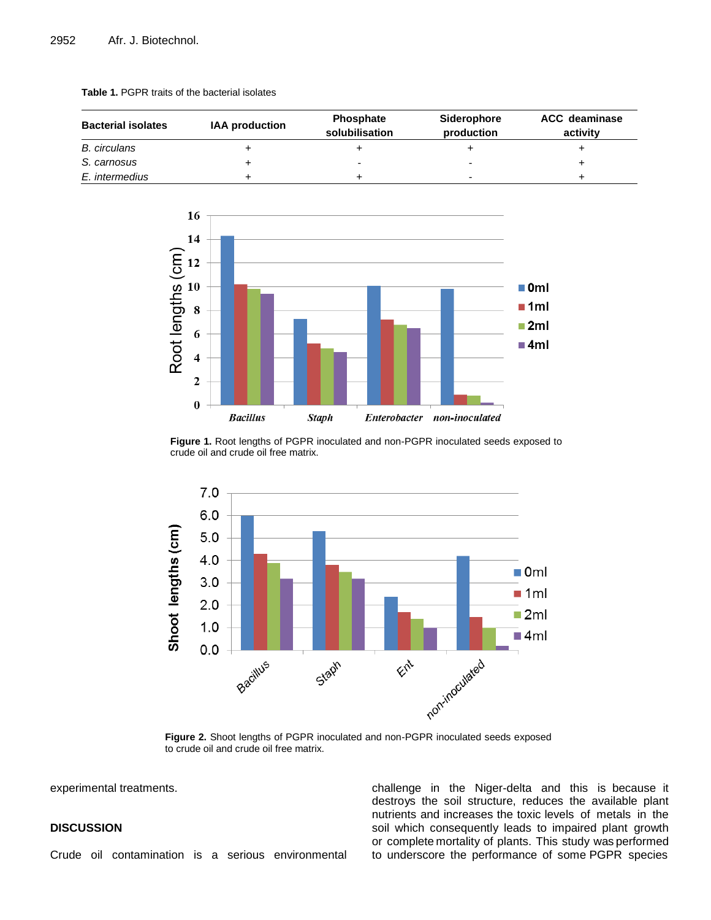**Table 1.** PGPR traits of the bacterial isolates

| Bacterial isolates | IAA production | Phosphate solubilisation | Siderophore production | ACC deaminase activity |
|---|---|---|---|---|
| *B. circulans* | + | + | + | + |
| *S. carnosus* | + | - | - | + |
| *E. intermedius* | + | + | - | + |

**Figure 1.** Root lengths of PGPR inoculated and non-PGPR inoculated seeds exposed to crude oil and crude oil free matrix.

**Figure 2.** Shoot lengths of PGPR inoculated and non-PGPR inoculated seeds exposed to crude oil and crude oil free matrix.

experimental treatments.

## DISCUSSION

Crude oil contamination is a serious environmental challenge in the Niger-delta and this is because it destroys the soil structure, reduces the available plant nutrients and increases the toxic levels of metals in the soil which consequently leads to impaired plant growth or complete mortality of plants. This study was performed to underscore the performance of some PGPR species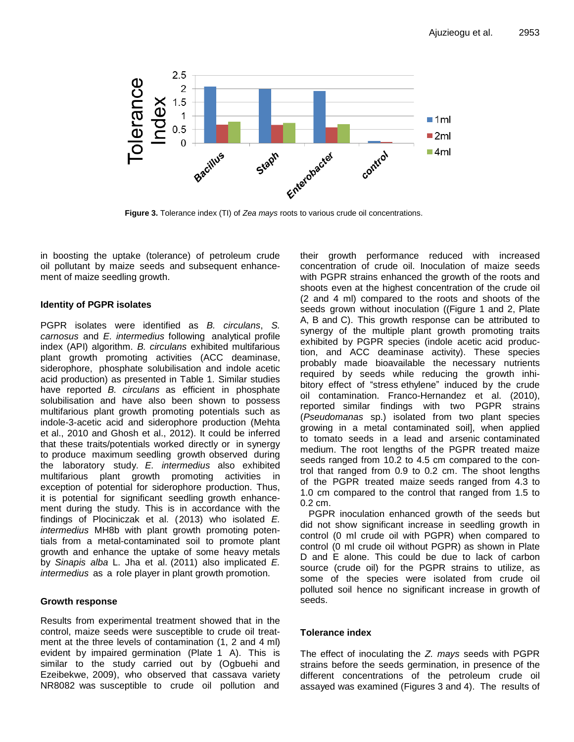Figure 3. Tolerance index (TI) of *Zea mays* roots to various crude oil concentrations.

in boosting the uptake (tolerance) of petroleum crude oil pollutant by maize seeds and subsequent enhancement of maize seedling growth.

### Identity of PGPR isolates

PGPR isolates were identified as *B. circulans*, *S. carnosus* and *E. intermedius* following analytical profile index (API) algorithm. *B. circulans* exhibited multifarious plant growth promoting activities (ACC deaminase, siderophore, phosphate solubilisation and indole acetic acid production) as presented in Table 1. Similar studies have reported *B. circulans* as efficient in phosphate solubilisation and have also been shown to possess multifarious plant growth promoting potentials such as indole-3-acetic acid and siderophore production (Mehta et al., 2010 and Ghosh et al., 2012). It could be inferred that these traits/potentials worked directly or in synergy to produce maximum seedling growth observed during the laboratory study. *E. intermedius* also exhibited multifarious plant growth promoting activities in exception of potential for siderophore production. Thus, it is potential for significant seedling growth enhancement during the study. This is in accordance with the findings of Plociniczak et al. (2013) who isolated *E. intermedius* MH8b with plant growth promoting potentials from a metal-contaminated soil to promote plant growth and enhance the uptake of some heavy metals by *Sinapis alba* L. Jha et al. (2011) also implicated *E. intermedius* as a role player in plant growth promotion.

### Growth response

Results from experimental treatment showed that in the control, maize seeds were susceptible to crude oil treatment at the three levels of contamination (1, 2 and 4 ml) evident by impaired germination (Plate 1 A). This is similar to the study carried out by (Ogbuehi and Ezeibekwe, 2009), who observed that cassava variety NR8082 was susceptible to crude oil pollution and their growth performance reduced with increased concentration of crude oil. Inoculation of maize seeds with PGPR strains enhanced the growth of the roots and shoots even at the highest concentration of the crude oil (2 and 4 ml) compared to the roots and shoots of the seeds grown without inoculation ((Figure 1 and 2, Plate A, B and C). This growth response can be attributed to synergy of the multiple plant growth promoting traits exhibited by PGPR species (indole acetic acid production, and ACC deaminase activity). These species probably made bioavailable the necessary nutrients required by seeds while reducing the growth inhibitory effect of "stress ethylene" induced by the crude oil contamination. Franco-Hernandez et al. (2010), reported similar findings with two PGPR strains (*Pseudomanas* sp.) isolated from two plant species growing in a metal contaminated soil], when applied to tomato seeds in a lead and arsenic contaminated medium. The root lengths of the PGPR treated maize seeds ranged from 10.2 to 4.5 cm compared to the control that ranged from 0.9 to 0.2 cm. The shoot lengths of the PGPR treated maize seeds ranged from 4.3 to 1.0 cm compared to the control that ranged from 1.5 to 0.2 cm.

PGPR inoculation enhanced growth of the seeds but did not show significant increase in seedling growth in control (0 ml crude oil with PGPR) when compared to control (0 ml crude oil without PGPR) as shown in Plate D and E alone. This could be due to lack of carbon source (crude oil) for the PGPR strains to utilize, as some of the species were isolated from crude oil polluted soil hence no significant increase in growth of seeds.

### Tolerance index

The effect of inoculating the *Z. mays* seeds with PGPR strains before the seeds germination, in presence of the different concentrations of the petroleum crude oil assayed was examined (Figures 3 and 4). The results of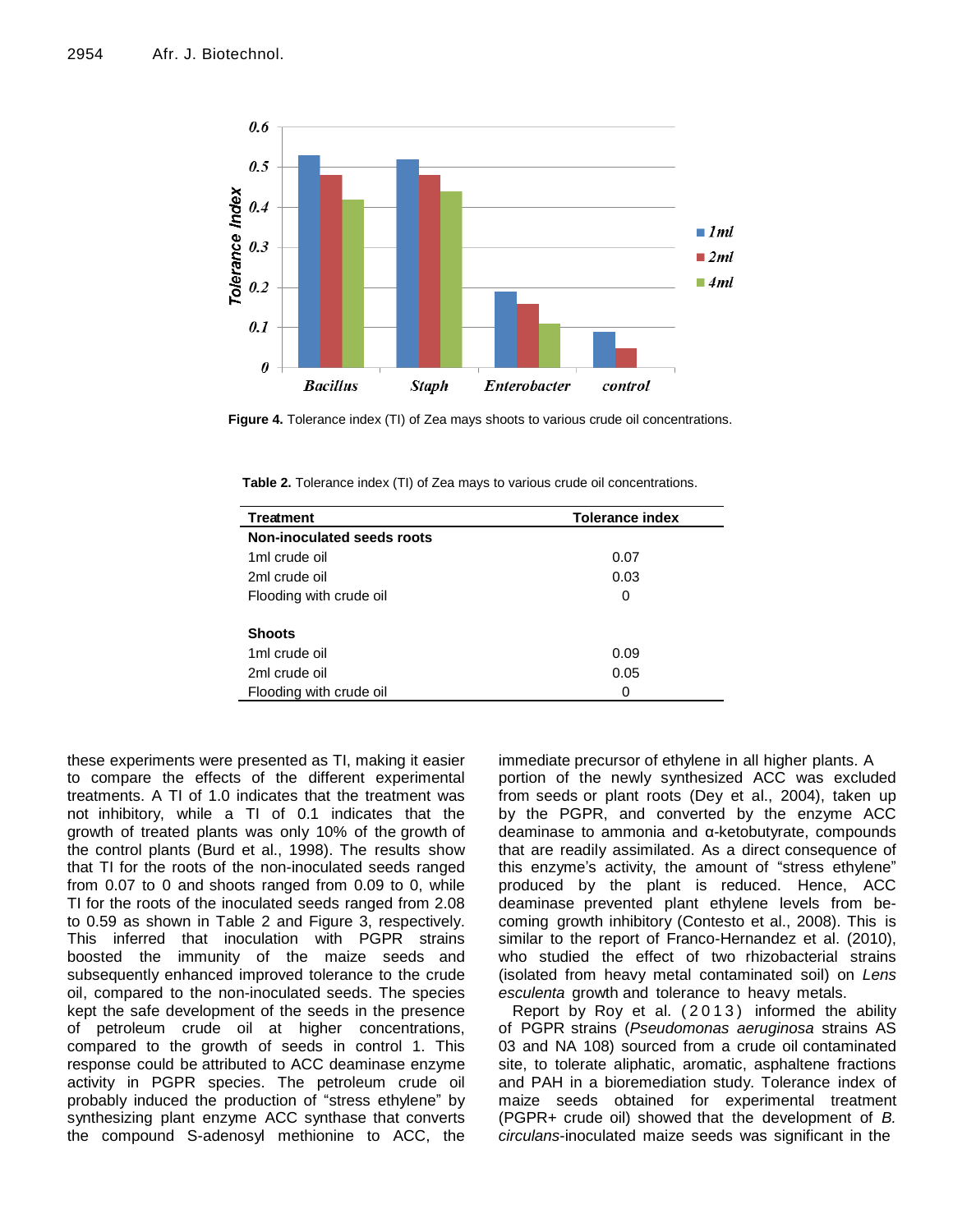Figure 4. Tolerance index (TI) of Zea mays shoots to various crude oil concentrations.

Table 2. Tolerance index (TI) of Zea mays to various crude oil concentrations.

| Treatment | Tolerance index |
|---|---|
| **Non-inoculated seeds roots** | |
| 1ml crude oil | 0.07 |
| 2ml crude oil | 0.03 |
| Flooding with crude oil | 0 |
| | |
| **Shoots** | |
| 1ml crude oil | 0.09 |
| 2ml crude oil | 0.05 |
| Flooding with crude oil | 0 |

these experiments were presented as TI, making it easier to compare the effects of the different experimental treatments. A TI of 1.0 indicates that the treatment was not inhibitory, while a TI of 0.1 indicates that the growth of treated plants was only 10% of the growth of the control plants (Burd et al., 1998). The results show that TI for the roots of the non-inoculated seeds ranged from 0.07 to 0 and shoots ranged from 0.09 to 0, while TI for the roots of the inoculated seeds ranged from 2.08 to 0.59 as shown in Table 2 and Figure 3, respectively. This inferred that inoculation with PGPR strains boosted the immunity of the maize seeds and subsequently enhanced improved tolerance to the crude oil, compared to the non-inoculated seeds. The species kept the safe development of the seeds in the presence of petroleum crude oil at higher concentrations, compared to the growth of seeds in control 1. This response could be attributed to ACC deaminase enzyme activity in PGPR species. The petroleum crude oil probably induced the production of "stress ethylene" by synthesizing plant enzyme ACC synthase that converts the compound S-adenosyl methionine to ACC, the immediate precursor of ethylene in all higher plants. A portion of the newly synthesized ACC was excluded from seeds or plant roots (Dey et al., 2004), taken up by the PGPR, and converted by the enzyme ACC deaminase to ammonia and α-ketobutyrate, compounds that are readily assimilated. As a direct consequence of this enzyme's activity, the amount of "stress ethylene" produced by the plant is reduced. Hence, ACC deaminase prevented plant ethylene levels from becoming growth inhibitory (Contesto et al., 2008). This is similar to the report of Franco-Hernandez et al. (2010), who studied the effect of two rhizobacterial strains (isolated from heavy metal contaminated soil) on *Lens esculenta* growth and tolerance to heavy metals.

Report by Roy et al. (2013) informed the ability of PGPR strains (*Pseudomonas aeruginosa* strains AS 03 and NA 108) sourced from a crude oil contaminated site, to tolerate aliphatic, aromatic, asphaltene fractions and PAH in a bioremediation study. Tolerance index of maize seeds obtained for experimental treatment (PGPR+ crude oil) showed that the development of *B. circulans*-inoculated maize seeds was significant in the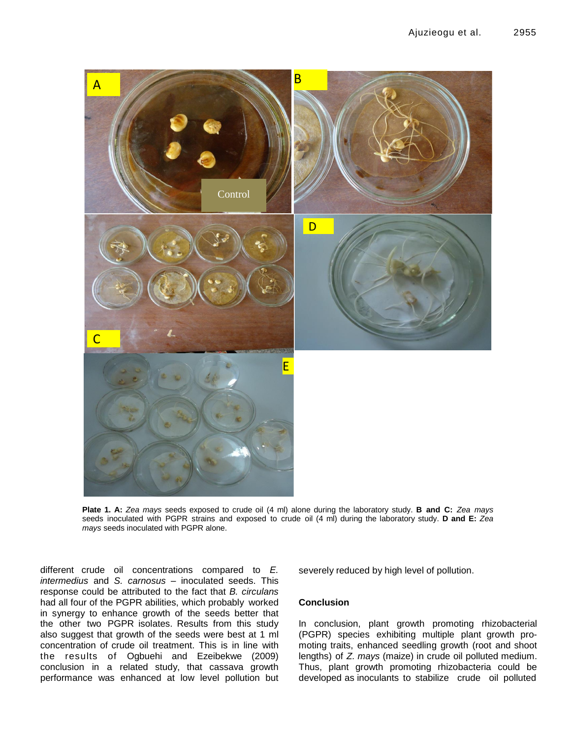**Plate 1. A:** *Zea mays* seeds exposed to crude oil (4 ml) alone during the laboratory study. **B and C:** *Zea mays* seeds inoculated with PGPR strains and exposed to crude oil (4 ml) during the laboratory study. **D and E:** *Zea mays* seeds inoculated with PGPR alone.

different crude oil concentrations compared to *E. intermedius* and *S. carnosus* – inoculated seeds. This response could be attributed to the fact that *B. circulans* had all four of the PGPR abilities, which probably worked in synergy to enhance growth of the seeds better that the other two PGPR isolates. Results from this study also suggest that growth of the seeds were best at 1 ml concentration of crude oil treatment. This is in line with the results of Ogbuehi and Ezeibekwe (2009) conclusion in a related study, that cassava growth performance was enhanced at low level pollution but severely reduced by high level of pollution.

## Conclusion

In conclusion, plant growth promoting rhizobacterial (PGPR) species exhibiting multiple plant growth promoting traits, enhanced seedling growth (root and shoot lengths) of *Z. mays* (maize) in crude oil polluted medium. Thus, plant growth promoting rhizobacteria could be developed as inoculants to stabilize crude oil polluted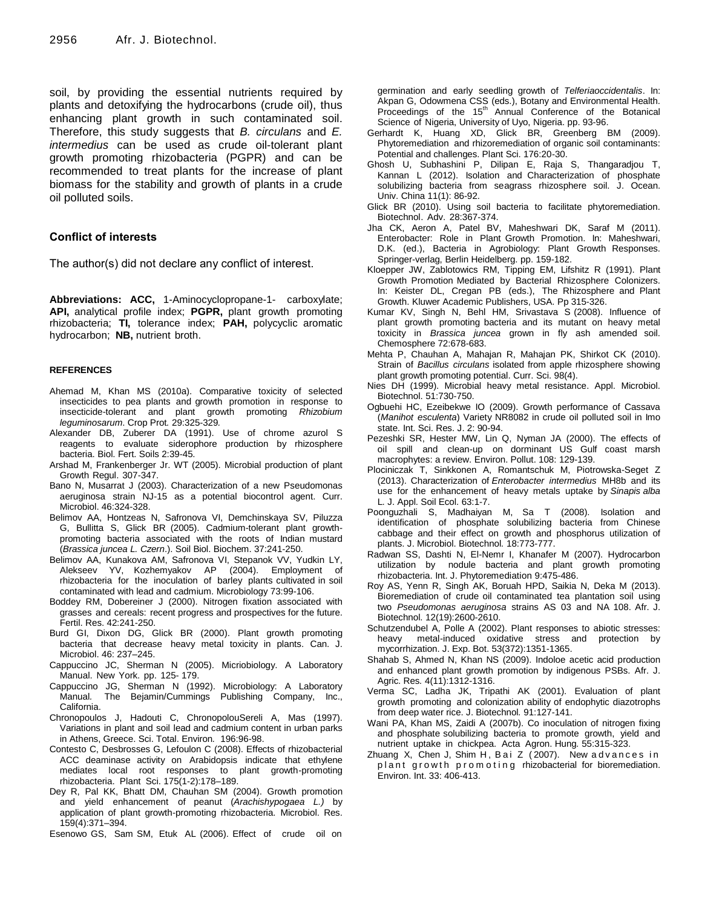soil, by providing the essential nutrients required by plants and detoxifying the hydrocarbons (crude oil), thus enhancing plant growth in such contaminated soil. Therefore, this study suggests that *B. circulans* and *E. intermedius* can be used as crude oil-tolerant plant growth promoting rhizobacteria (PGPR) and can be recommended to treat plants for the increase of plant biomass for the stability and growth of plants in a crude oil polluted soils.

## Conflict of interests

The author(s) did not declare any conflict of interest.

**Abbreviations: ACC,** 1-Aminocyclopropane-1- carboxylate; **API,** analytical profile index; **PGPR,** plant growth promoting rhizobacteria; **TI,** tolerance index; **PAH,** polycyclic aromatic hydrocarbon; **NB,** nutrient broth.

## REFERENCES

Ahemad M, Khan MS (2010a). Comparative toxicity of selected insecticides to pea plants and growth promotion in response to insecticide-tolerant and plant growth promoting *Rhizobium leguminosarum*. Crop Prot. 29:325-329.

Alexander DB, Zuberer DA (1991). Use of chrome azurol S reagents to evaluate siderophore production by rhizosphere bacteria. Biol. Fert. Soils 2:39-45.

Arshad M, Frankenberger Jr. WT (2005). Microbial production of plant Growth Regul. 307-347.

Bano N, Musarrat J (2003). Characterization of a new Pseudomonas aeruginosa strain NJ-15 as a potential biocontrol agent. Curr. Microbiol. 46:324-328.

Belimov AA, Hontzeas N, Safronova VI, Demchinskaya SV, Piluzza G, Bullitta S, Glick BR (2005). Cadmium-tolerant plant growth-promoting bacteria associated with the roots of Indian mustard (*Brassica juncea L. Czern*.). Soil Biol. Biochem. 37:241-250.

Belimov AA, Kunakova AM, Safronova VI, Stepanok VV, Yudkin LY, Alekseev YV, Kozhemyakov AP (2004). Employment of rhizobacteria for the inoculation of barley plants cultivated in soil contaminated with lead and cadmium. Microbiology 73:99-106.

Boddey RM, Dobereiner J (2000). Nitrogen fixation associated with grasses and cereals: recent progress and prospectives for the future. Fertil. Res. 42:241-250.

Burd GI, Dixon DG, Glick BR (2000). Plant growth promoting bacteria that decrease heavy metal toxicity in plants. Can. J. Microbiol. 46: 237–245.

Cappuccino JC, Sherman N (2005). Micriobiology. A Laboratory Manual. New York. pp. 125- 179.

Cappuccino JG, Sherman N (1992). Microbiology: A Laboratory Manual. The Bejamin/Cummings Publishing Company, Inc., California.

Chronopoulos J, Hadouti C, ChronopolouSereli A, Mas (1997). Variations in plant and soil lead and cadmium content in urban parks in Athens, Greece. Sci. Total. Environ. 196:96-98.

Contesto C, Desbrosses G, Lefoulon C (2008). Effects of rhizobacterial ACC deaminase activity on Arabidopsis indicate that ethylene mediates local root responses to plant growth-promoting rhizobacteria. Plant Sci. 175(1-2):178–189.

Dey R, Pal KK, Bhatt DM, Chauhan SM (2004). Growth promotion and yield enhancement of peanut (*Arachishypogaea L.)* by application of plant growth-promoting rhizobacteria. Microbiol. Res. 159(4):371–394.

Esenowo GS, Sam SM, Etuk AL (2006). Effect of crude oil on germination and early seedling growth of *Telferiaoccidentalis*. In: Akpan G, Odowmena CSS (eds.), Botany and Environmental Health. Proceedings of the 15th Annual Conference of the Botanical Science of Nigeria, University of Uyo, Nigeria. pp. 93-96.

Gerhardt K, Huang XD, Glick BR, Greenberg BM (2009). Phytoremediation and rhizoremediation of organic soil contaminants: Potential and challenges. Plant Sci. 176:20-30.

Ghosh U, Subhashini P, Dilipan E, Raja S, Thangaradjou T, Kannan L (2012). Isolation and Characterization of phosphate solubilizing bacteria from seagrass rhizosphere soil. J. Ocean. Univ. China 11(1): 86-92.

Glick BR (2010). Using soil bacteria to facilitate phytoremediation. Biotechnol. Adv. 28:367-374.

Jha CK, Aeron A, Patel BV, Maheshwari DK, Saraf M (2011). Enterobacter: Role in Plant Growth Promotion. In: Maheshwari, D.K. (ed.), Bacteria in Agrobiology: Plant Growth Responses. Springer-verlag, Berlin Heidelberg. pp. 159-182.

Kloepper JW, Zablotowics RM, Tipping EM, Lifshitz R (1991). Plant Growth Promotion Mediated by Bacterial Rhizosphere Colonizers. In: Keister DL, Cregan PB (eds.), The Rhizosphere and Plant Growth. Kluwer Academic Publishers, USA. Pp 315-326.

Kumar KV, Singh N, Behl HM, Srivastava S (2008). Influence of plant growth promoting bacteria and its mutant on heavy metal toxicity in *Brassica juncea* grown in fly ash amended soil. Chemosphere 72:678-683.

Mehta P, Chauhan A, Mahajan R, Mahajan PK, Shirkot CK (2010). Strain of *Bacillus circulans* isolated from apple rhizosphere showing plant growth promoting potential. Curr. Sci. 98(4).

Nies DH (1999). Microbial heavy metal resistance. Appl. Microbiol. Biotechnol. 51:730-750.

Ogbuehi HC, Ezeibekwe IO (2009). Growth performance of Cassava (*Manihot esculenta*) Variety NR8082 in crude oil polluted soil in Imo state. Int. Sci. Res. J. 2: 90-94.

Pezeshki SR, Hester MW, Lin Q, Nyman JA (2000). The effects of oil spill and clean-up on dorminant US Gulf coast marsh macrophytes: a review. Environ. Pollut. 108: 129-139.

Plociniczak T, Sinkkonen A, Romantschuk M, Piotrowska-Seget Z (2013). Characterization of *Enterobacter intermedius* MH8b and its use for the enhancement of heavy metals uptake by *Sinapis alba* L. J. Appl. Soil Ecol. 63:1-7.

Poonguzhali S, Madhaiyan M, Sa T (2008). Isolation and identification of phosphate solubilizing bacteria from Chinese cabbage and their effect on growth and phosphorus utilization of plants. J. Microbiol. Biotechnol. 18:773-777.

Radwan SS, Dashti N, El-Nemr I, Khanafer M (2007). Hydrocarbon utilization by nodule bacteria and plant growth promoting rhizobacteria. Int. J. Phytoremediation 9:475-486.

Roy AS, Yenn R, Singh AK, Boruah HPD, Saikia N, Deka M (2013). Bioremediation of crude oil contaminated tea plantation soil using two *Pseudomonas aeruginosa* strains AS 03 and NA 108. Afr. J. Biotechnol. 12(19):2600-2610.

Schutzendubel A, Polle A (2002). Plant responses to abiotic stresses: heavy metal-induced oxidative stress and protection by mycorrhization. J. Exp. Bot. 53(372):1351-1365.

Shahab S, Ahmed N, Khan NS (2009). Indoloe acetic acid production and enhanced plant growth promotion by indigenous PSBs. Afr. J. Agric. Res. 4(11):1312-1316.

Verma SC, Ladha JK, Tripathi AK (2001). Evaluation of plant growth promoting and colonization ability of endophytic diazotrophs from deep water rice. J. Biotechnol. 91:127-141.

Wani PA, Khan MS, Zaidi A (2007b). Co inoculation of nitrogen fixing and phosphate solubilizing bacteria to promote growth, yield and nutrient uptake in chickpea. Acta Agron. Hung. 55:315-323.

Zhuang X, Chen J, Shim H, Bai Z (2007). New advances in plant growth promoting rhizobacterial for bioremediation. Environ. Int. 33: 406-413.